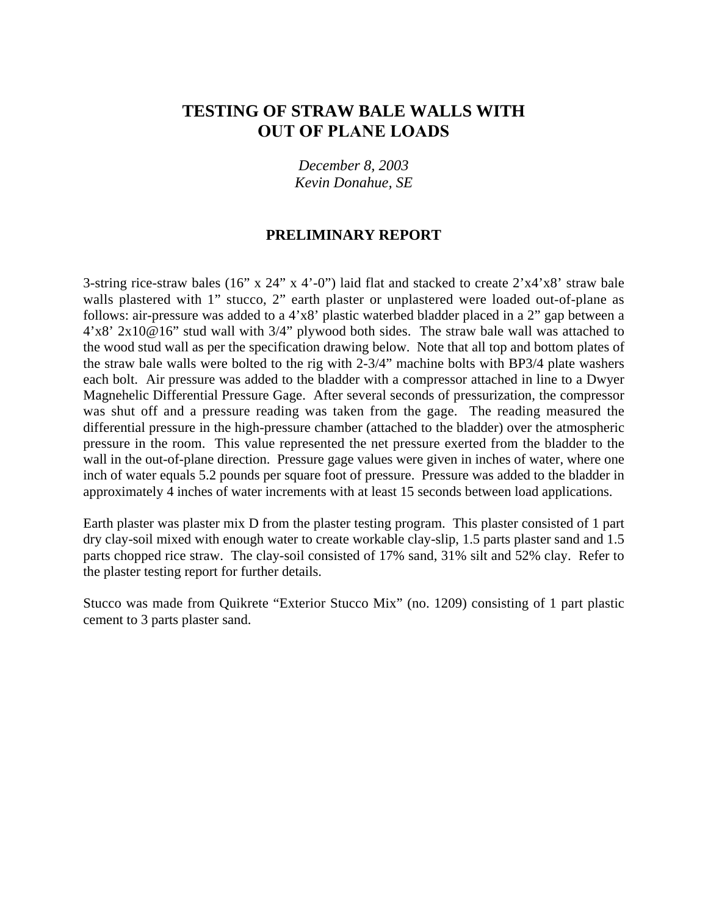# TESTING OF STRAW BALE WALLS WITH OUT OF PLANE LOADS

*December 8, 2003*
*Kevin Donahue, SE*

## PRELIMINARY REPORT

3-string rice-straw bales (16" x 24" x 4'-0") laid flat and stacked to create 2'x4'x8' straw bale walls plastered with 1" stucco, 2" earth plaster or unplastered were loaded out-of-plane as follows: air-pressure was added to a 4'x8' plastic waterbed bladder placed in a 2" gap between a 4'x8' 2x10@16" stud wall with 3/4" plywood both sides. The straw bale wall was attached to the wood stud wall as per the specification drawing below. Note that all top and bottom plates of the straw bale walls were bolted to the rig with 2-3/4" machine bolts with BP3/4 plate washers each bolt. Air pressure was added to the bladder with a compressor attached in line to a Dwyer Magnehelic Differential Pressure Gage. After several seconds of pressurization, the compressor was shut off and a pressure reading was taken from the gage. The reading measured the differential pressure in the high-pressure chamber (attached to the bladder) over the atmospheric pressure in the room. This value represented the net pressure exerted from the bladder to the wall in the out-of-plane direction. Pressure gage values were given in inches of water, where one inch of water equals 5.2 pounds per square foot of pressure. Pressure was added to the bladder in approximately 4 inches of water increments with at least 15 seconds between load applications.

Earth plaster was plaster mix D from the plaster testing program. This plaster consisted of 1 part dry clay-soil mixed with enough water to create workable clay-slip, 1.5 parts plaster sand and 1.5 parts chopped rice straw. The clay-soil consisted of 17% sand, 31% silt and 52% clay. Refer to the plaster testing report for further details.

Stucco was made from Quikrete "Exterior Stucco Mix" (no. 1209) consisting of 1 part plastic cement to 3 parts plaster sand.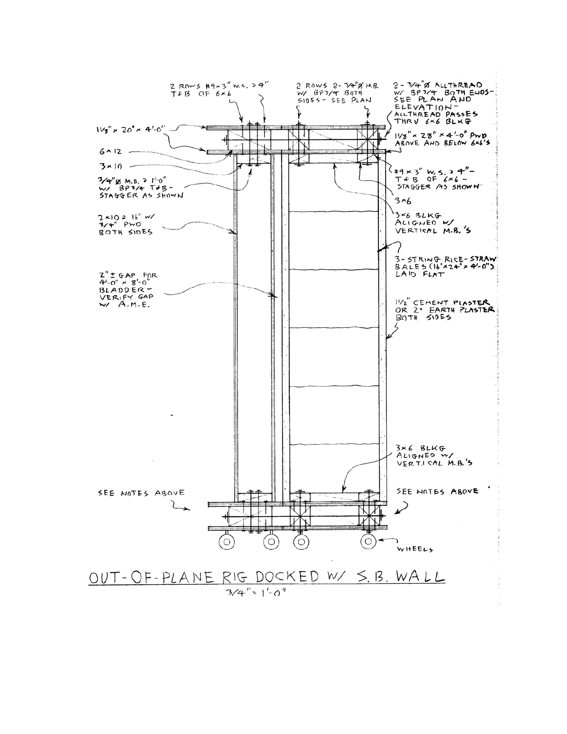2 ROWS #9×3" W.S. @ 4" T&B OF 6×6

2 ROWS 2-3/4"Ø M.B. W/ BP3/4 BOTH SIDES - SEE PLAN

2-3/4"Ø ALLTHREAD W/ BP3/4 BOTH ENDS - SEE PLAN AND ELEVATION - ALLTHREAD PASSES THRU 6×6 BLKG

1 1/8" × 20" × 4'-0"

1 1/8" × 28" × 4'-0" PWD ABOVE AND BELOW 6×6'S

6×12

3×10

3/4"Ø M.B. @ 1'-0" W/ BP3/4 T&B - STAGGER AS SHOWN

#9×3" W.S. @ 4" - T&B OF 6×6 - STAGGER AS SHOWN

3×6

3×6 BLKG ALIGNED W/ VERTICAL M.B.'S

2×10 @ 16" W/ 3/4" PWD BOTH SIDES

3-STRING RICE-STRAW BALES (16"×24"×4'-0") LAID FLAT

2" ± GAP FOR 4'-0" × 8'-0" BLADDER - VERIFY GAP W/ A.M.E.

1 1/2" CEMENT PLASTER OR 2" EARTH PLASTER BOTH SIDES

3×6 BLKG ALIGNED W/ VERTICAL M.B.'S

SEE NOTES ABOVE

SEE NOTES ABOVE

WHEELS

# OUT-OF-PLANE RIG DOCKED W/ S.B. WALL

3/4" = 1'-0"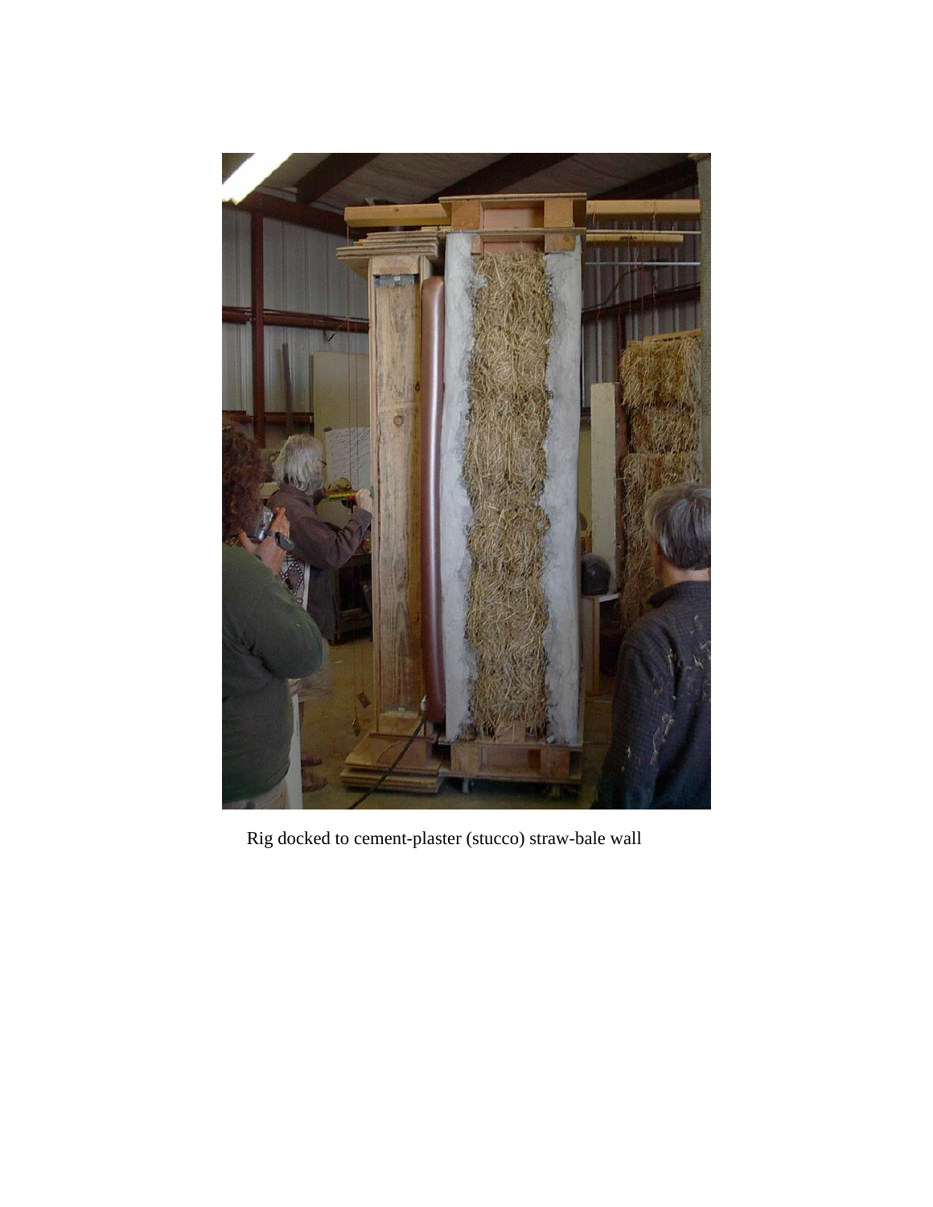Rig docked to cement-plaster (stucco) straw-bale wall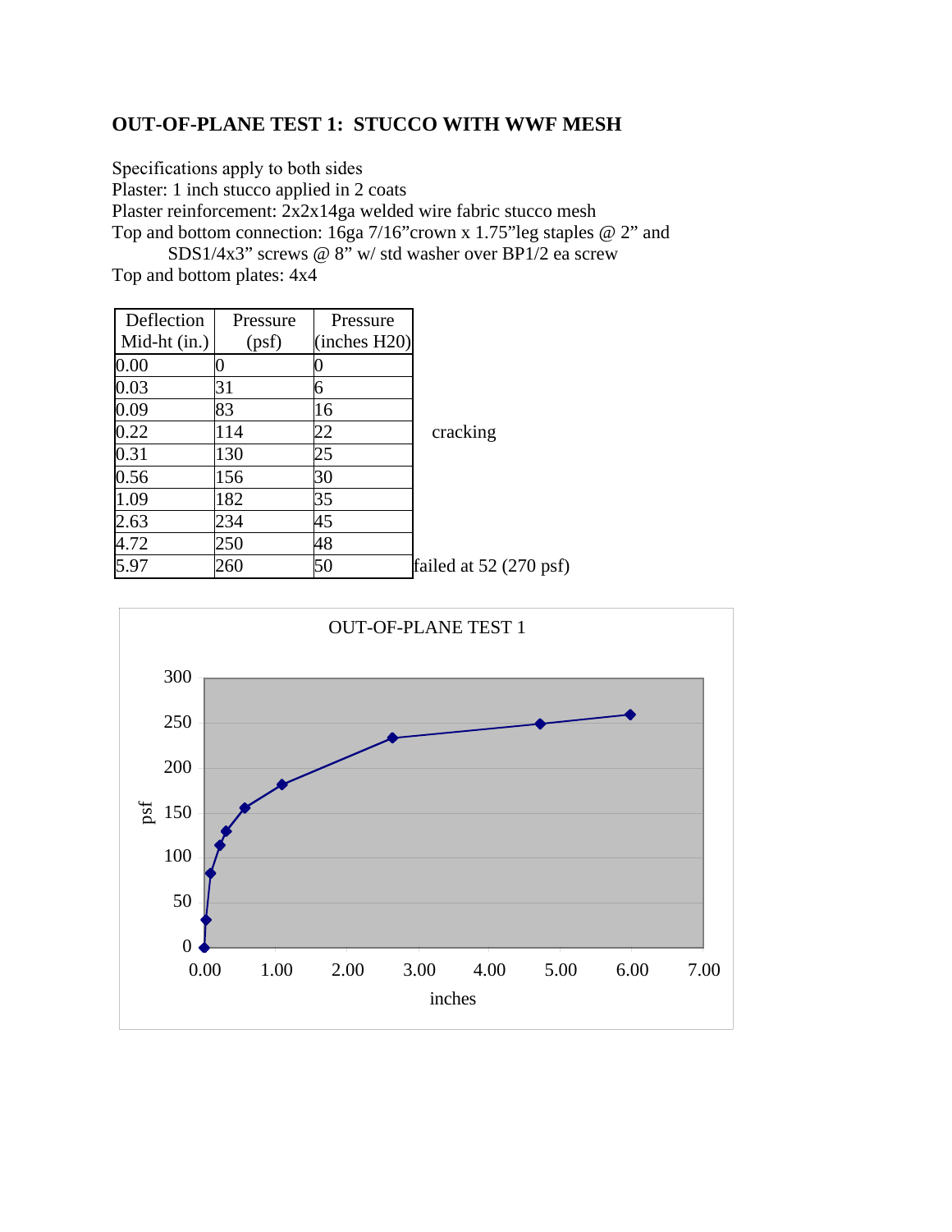## OUT-OF-PLANE TEST 1: STUCCO WITH WWF MESH

Specifications apply to both sides
Plaster: 1 inch stucco applied in 2 coats
Plaster reinforcement: 2x2x14ga welded wire fabric stucco mesh
Top and bottom connection: 16ga 7/16"crown x 1.75"leg staples @ 2" and SDS1/4x3" screws @ 8" w/ std washer over BP1/2 ea screw
Top and bottom plates: 4x4

| Deflection Mid-ht (in.) | Pressure (psf) | Pressure (inches H20) | |
|---|---|---|---|
| 0.00 | 0 | 0 | |
| 0.03 | 31 | 6 | |
| 0.09 | 83 | 16 | |
| 0.22 | 114 | 22 | cracking |
| 0.31 | 130 | 25 | |
| 0.56 | 156 | 30 | |
| 1.09 | 182 | 35 | |
| 2.63 | 234 | 45 | |
| 4.72 | 250 | 48 | |
| 5.97 | 260 | 50 | failed at 52 (270 psf) |

OUT-OF-PLANE TEST 1

| inches | psf |
|---|---|
| 0.00 | 0 |
| 0.03 | 31 |
| 0.09 | 83 |
| 0.22 | 114 |
| 0.31 | 130 |
| 0.56 | 156 |
| 1.09 | 182 |
| 2.63 | 234 |
| 4.72 | 250 |
| 5.97 | 260 |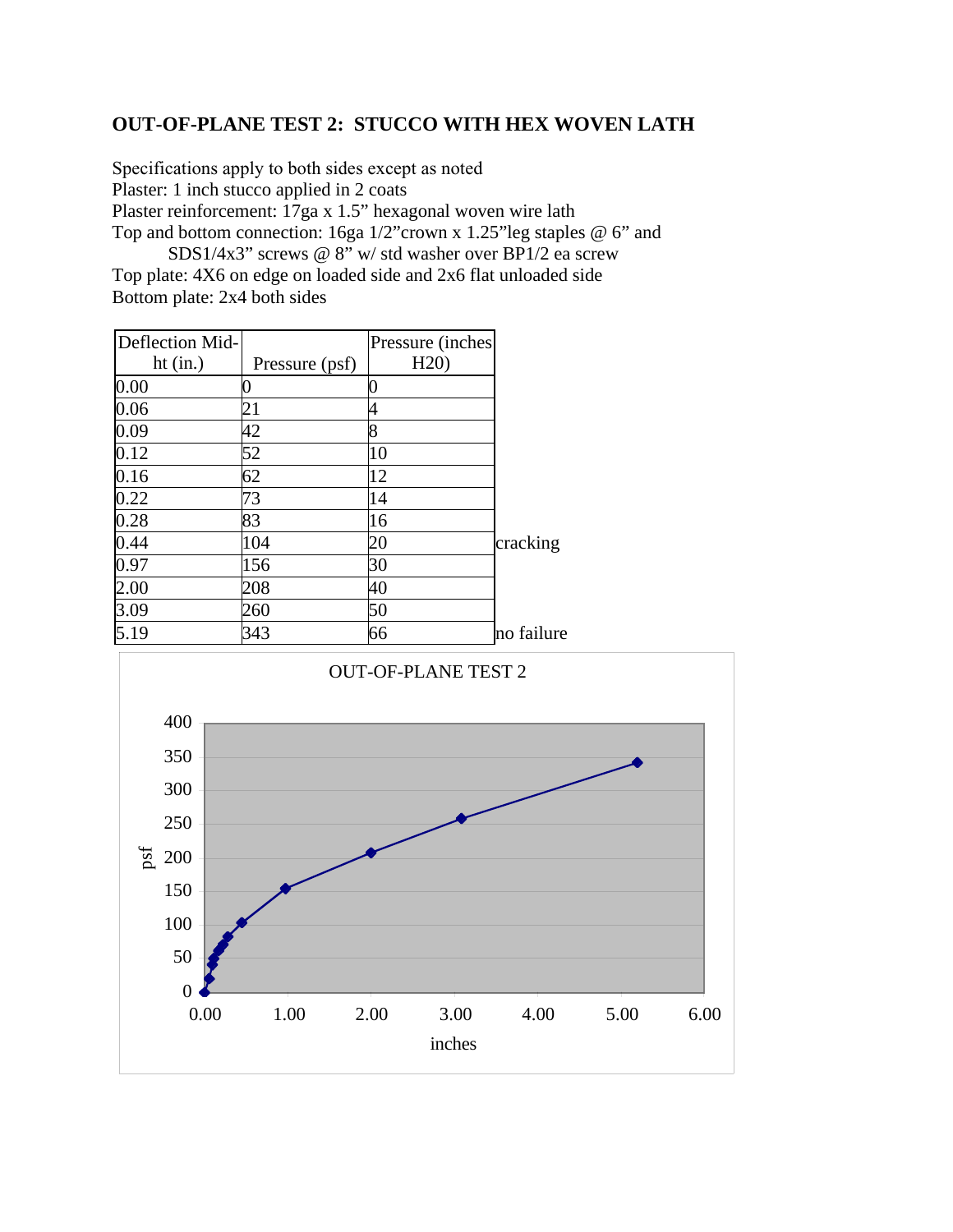## OUT-OF-PLANE TEST 2: STUCCO WITH HEX WOVEN LATH

Specifications apply to both sides except as noted
Plaster: 1 inch stucco applied in 2 coats
Plaster reinforcement: 17ga x 1.5" hexagonal woven wire lath
Top and bottom connection: 16ga 1/2"crown x 1.25"leg staples @ 6" and SDS1/4x3" screws @ 8" w/ std washer over BP1/2 ea screw
Top plate: 4X6 on edge on loaded side and 2x6 flat unloaded side
Bottom plate: 2x4 both sides

| Deflection Mid-ht (in.) | Pressure (psf) | Pressure (inches H20) | |
|---|---|---|---|
| 0.00 | 0 | 0 | |
| 0.06 | 21 | 4 | |
| 0.09 | 42 | 8 | |
| 0.12 | 52 | 10 | |
| 0.16 | 62 | 12 | |
| 0.22 | 73 | 14 | |
| 0.28 | 83 | 16 | |
| 0.44 | 104 | 20 | cracking |
| 0.97 | 156 | 30 | |
| 2.00 | 208 | 40 | |
| 3.09 | 260 | 50 | |
| 5.19 | 343 | 66 | no failure |

OUT-OF-PLANE TEST 2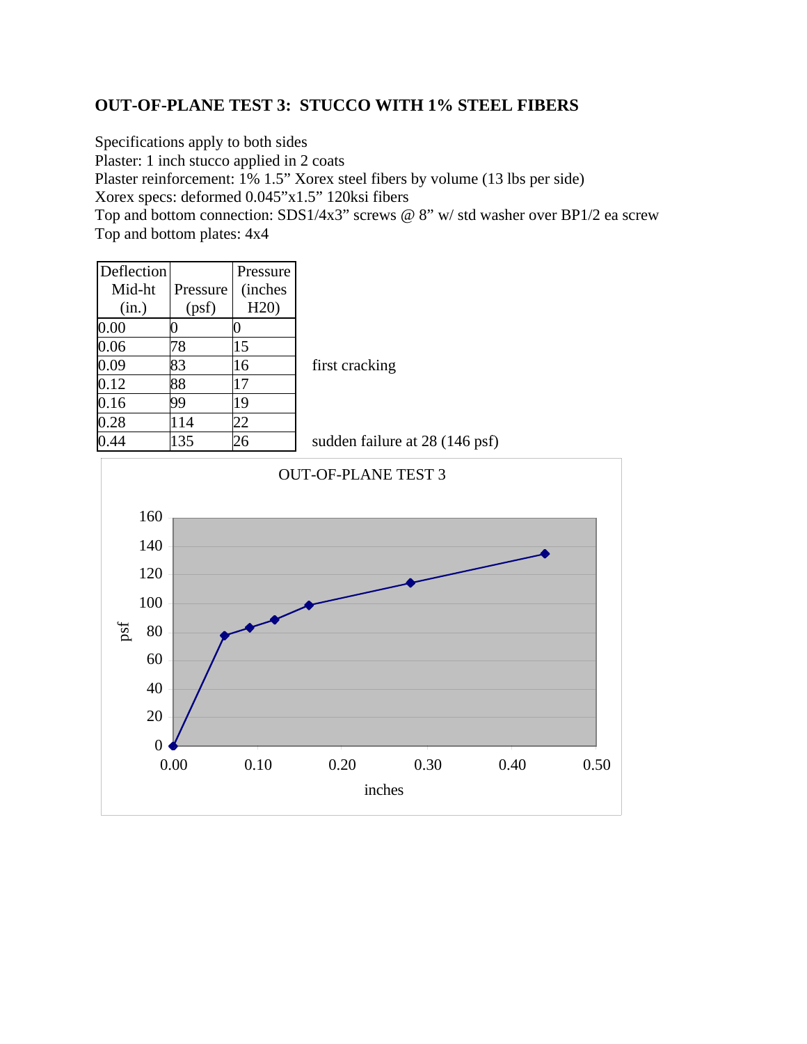## OUT-OF-PLANE TEST 3: STUCCO WITH 1% STEEL FIBERS

Specifications apply to both sides
Plaster: 1 inch stucco applied in 2 coats
Plaster reinforcement: 1% 1.5” Xorex steel fibers by volume (13 lbs per side)
Xorex specs: deformed 0.045”x1.5” 120ksi fibers
Top and bottom connection: SDS1/4x3” screws @ 8” w/ std washer over BP1/2 ea screw
Top and bottom plates: 4x4

| Deflection Mid-ht (in.) | Pressure (psf) | Pressure (inches H20) | |
|---|---|---|---|
| 0.00 | 0 | 0 | |
| 0.06 | 78 | 15 | |
| 0.09 | 83 | 16 | first cracking |
| 0.12 | 88 | 17 | |
| 0.16 | 99 | 19 | |
| 0.28 | 114 | 22 | |
| 0.44 | 135 | 26 | sudden failure at 28 (146 psf) |

OUT-OF-PLANE TEST 3

(Chart: psf vs. inches)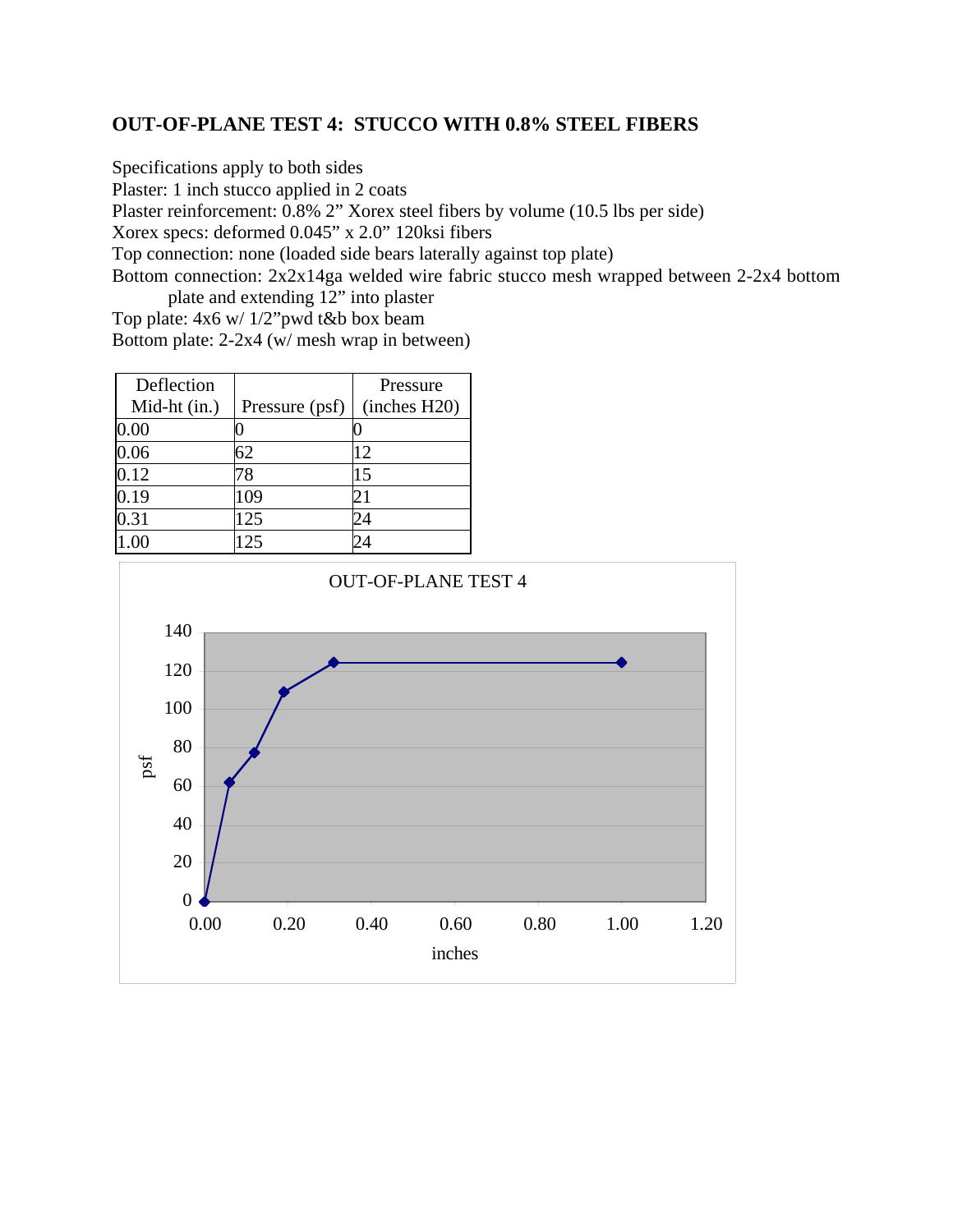## OUT-OF-PLANE TEST 4: STUCCO WITH 0.8% STEEL FIBERS

Specifications apply to both sides
Plaster: 1 inch stucco applied in 2 coats
Plaster reinforcement: 0.8% 2" Xorex steel fibers by volume (10.5 lbs per side)
Xorex specs: deformed 0.045" x 2.0" 120ksi fibers
Top connection: none (loaded side bears laterally against top plate)
Bottom connection: 2x2x14ga welded wire fabric stucco mesh wrapped between 2-2x4 bottom plate and extending 12" into plaster
Top plate: 4x6 w/ 1/2"pwd t&b box beam
Bottom plate: 2-2x4 (w/ mesh wrap in between)

| Deflection Mid-ht (in.) | Pressure (psf) | Pressure (inches H20) |
|---|---|---|
| 0.00 | 0 | 0 |
| 0.06 | 62 | 12 |
| 0.12 | 78 | 15 |
| 0.19 | 109 | 21 |
| 0.31 | 125 | 24 |
| 1.00 | 125 | 24 |

OUT-OF-PLANE TEST 4

| inches | psf |
|---|---|
| 0.00 | 0 |
| 0.06 | 62 |
| 0.12 | 78 |
| 0.19 | 109 |
| 0.31 | 125 |
| 1.00 | 125 |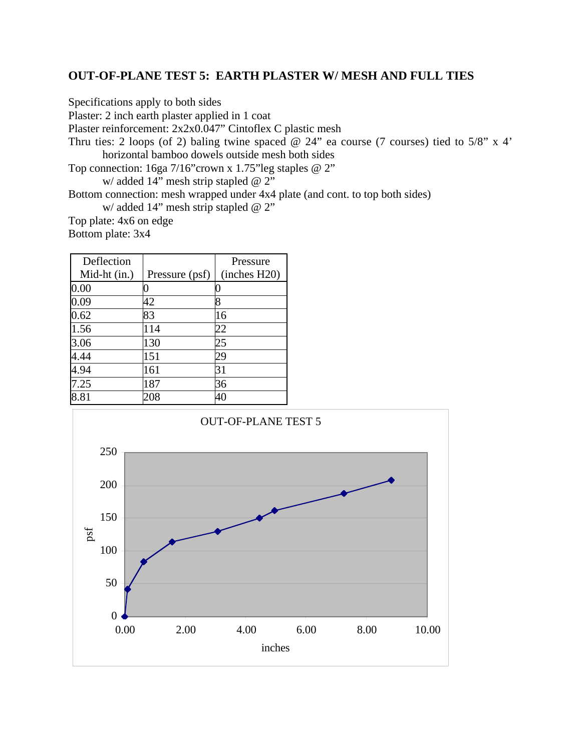## OUT-OF-PLANE TEST 5: EARTH PLASTER W/ MESH AND FULL TIES

Specifications apply to both sides

Plaster: 2 inch earth plaster applied in 1 coat

Plaster reinforcement: 2x2x0.047" Cintoflex C plastic mesh

Thru ties: 2 loops (of 2) baling twine spaced @ 24" ea course (7 courses) tied to 5/8" x 4' horizontal bamboo dowels outside mesh both sides

Top connection: 16ga 7/16"crown x 1.75"leg staples @ 2"
w/ added 14" mesh strip stapled @ 2"

Bottom connection: mesh wrapped under 4x4 plate (and cont. to top both sides)
w/ added 14" mesh strip stapled @ 2"

Top plate: 4x6 on edge

Bottom plate: 3x4

| Deflection Mid-ht (in.) | Pressure (psf) | Pressure (inches H20) |
|---|---|---|
| 0.00 | 0 | 0 |
| 0.09 | 42 | 8 |
| 0.62 | 83 | 16 |
| 1.56 | 114 | 22 |
| 3.06 | 130 | 25 |
| 4.44 | 151 | 29 |
| 4.94 | 161 | 31 |
| 7.25 | 187 | 36 |
| 8.81 | 208 | 40 |

OUT-OF-PLANE TEST 5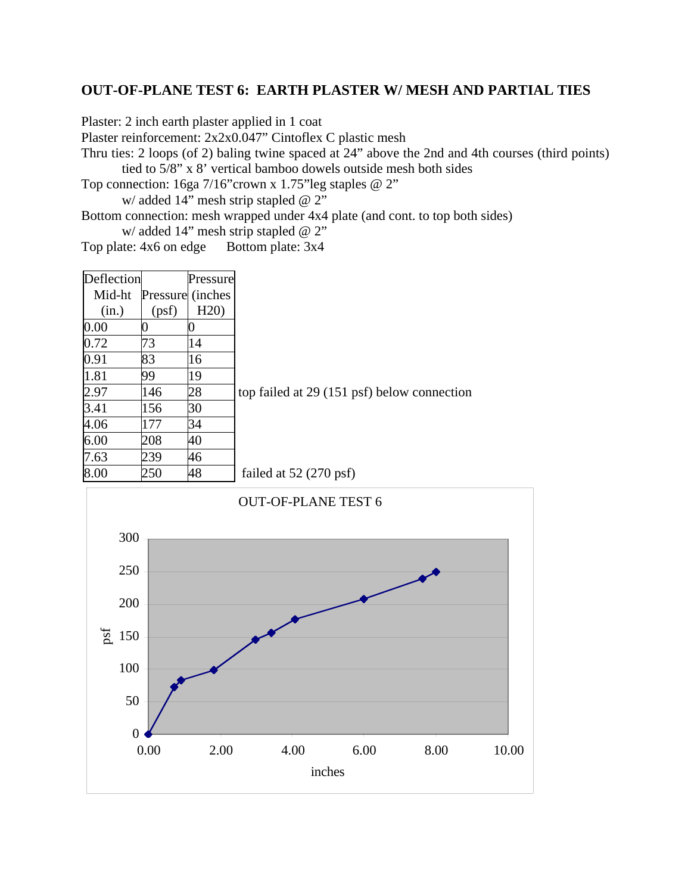## OUT-OF-PLANE TEST 6: EARTH PLASTER W/ MESH AND PARTIAL TIES

Plaster: 2 inch earth plaster applied in 1 coat
Plaster reinforcement: 2x2x0.047" Cintoflex C plastic mesh
Thru ties: 2 loops (of 2) baling twine spaced at 24" above the 2nd and 4th courses (third points)
    tied to 5/8" x 8' vertical bamboo dowels outside mesh both sides
Top connection: 16ga 7/16"crown x 1.75"leg staples @ 2"
    w/ added 14" mesh strip stapled @ 2"
Bottom connection: mesh wrapped under 4x4 plate (and cont. to top both sides)
    w/ added 14" mesh strip stapled @ 2"
Top plate: 4x6 on edge    Bottom plate: 3x4

| Deflection Mid-ht (in.) | Pressure (psf) | Pressure (inches H20) | |
|---|---|---|---|
| 0.00 | 0 | 0 | |
| 0.72 | 73 | 14 | |
| 0.91 | 83 | 16 | |
| 1.81 | 99 | 19 | |
| 2.97 | 146 | 28 | top failed at 29 (151 psf) below connection |
| 3.41 | 156 | 30 | |
| 4.06 | 177 | 34 | |
| 6.00 | 208 | 40 | |
| 7.63 | 239 | 46 | |
| 8.00 | 250 | 48 | failed at 52 (270 psf) |

OUT-OF-PLANE TEST 6

(Chart: psf vs. inches)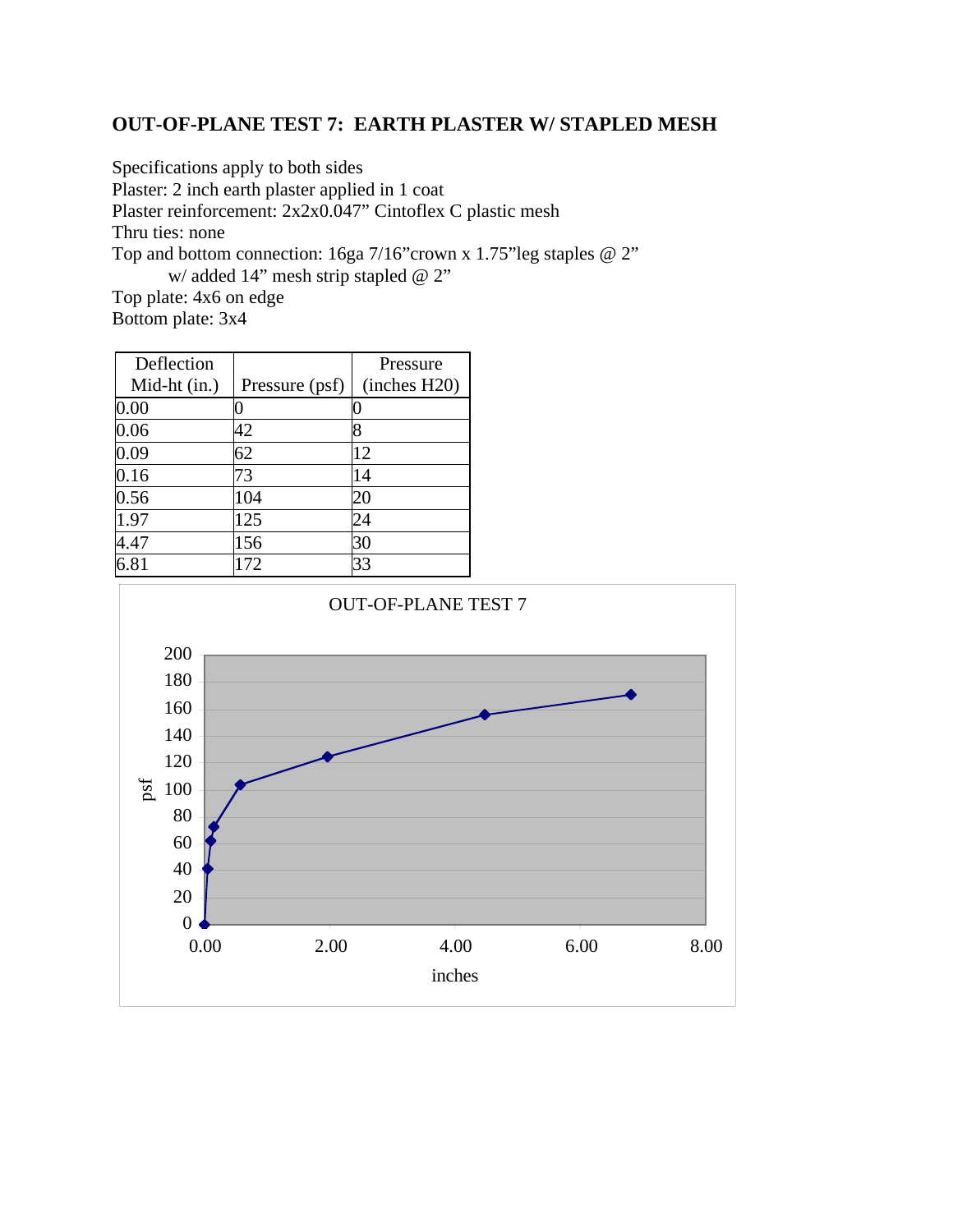## OUT-OF-PLANE TEST 7: EARTH PLASTER W/ STAPLED MESH

Specifications apply to both sides
Plaster: 2 inch earth plaster applied in 1 coat
Plaster reinforcement: 2x2x0.047" Cintoflex C plastic mesh
Thru ties: none
Top and bottom connection: 16ga 7/16"crown x 1.75"leg staples @ 2"
    w/ added 14" mesh strip stapled @ 2"
Top plate: 4x6 on edge
Bottom plate: 3x4

| Deflection Mid-ht (in.) | Pressure (psf) | Pressure (inches H20) |
|---|---|---|
| 0.00 | 0 | 0 |
| 0.06 | 42 | 8 |
| 0.09 | 62 | 12 |
| 0.16 | 73 | 14 |
| 0.56 | 104 | 20 |
| 1.97 | 125 | 24 |
| 4.47 | 156 | 30 |
| 6.81 | 172 | 33 |

OUT-OF-PLANE TEST 7

(Chart: psf vs. inches)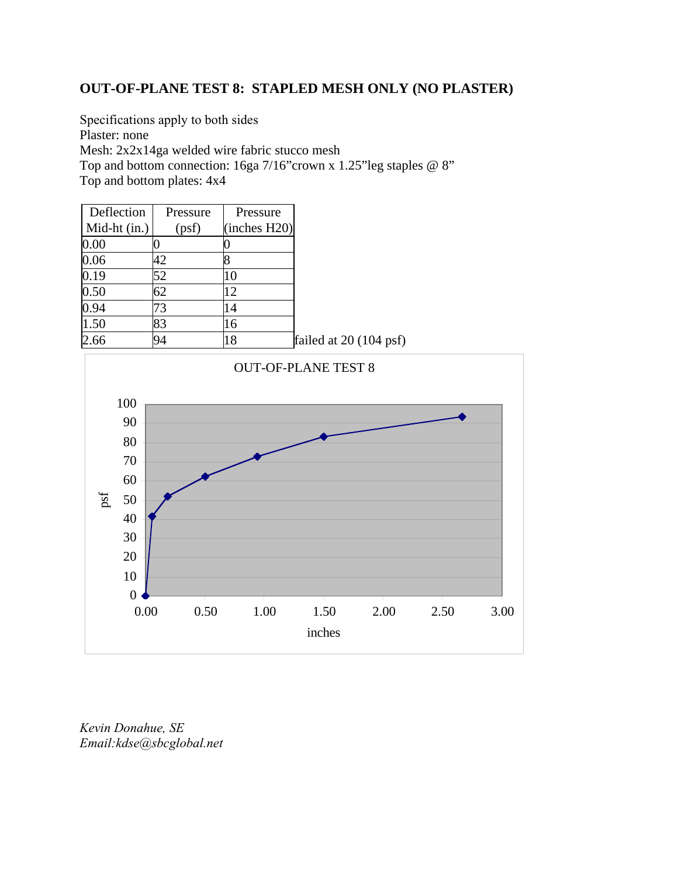## OUT-OF-PLANE TEST 8: STAPLED MESH ONLY (NO PLASTER)

Specifications apply to both sides
Plaster: none
Mesh: 2x2x14ga welded wire fabric stucco mesh
Top and bottom connection: 16ga 7/16"crown x 1.25"leg staples @ 8"
Top and bottom plates: 4x4

| Deflection Mid-ht (in.) | Pressure (psf) | Pressure (inches H20) |
|---|---|---|
| 0.00 | 0 | 0 |
| 0.06 | 42 | 8 |
| 0.19 | 52 | 10 |
| 0.50 | 62 | 12 |
| 0.94 | 73 | 14 |
| 1.50 | 83 | 16 |
| 2.66 | 94 | 18 |

failed at 20 (104 psf)

OUT-OF-PLANE TEST 8

psf

100
90
80
70
60
50
40
30
20
10
0

0.00
0.50
1.00
1.50
2.00
2.50
3.00

inches

*Kevin Donahue, SE*
*Email:kdse@sbcglobal.net*